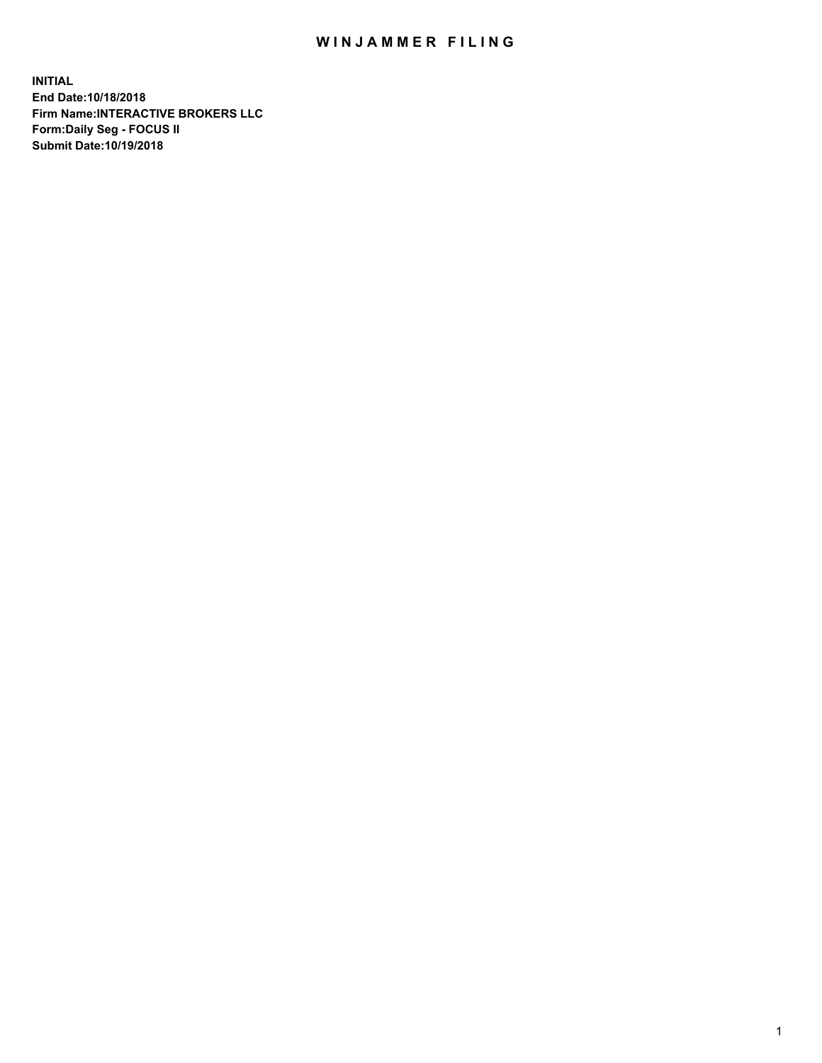# WINJAMMER FILING

**INITIAL**
**End Date:10/18/2018**
**Firm Name:INTERACTIVE BROKERS LLC**
**Form:Daily Seg - FOCUS II**
**Submit Date:10/19/2018**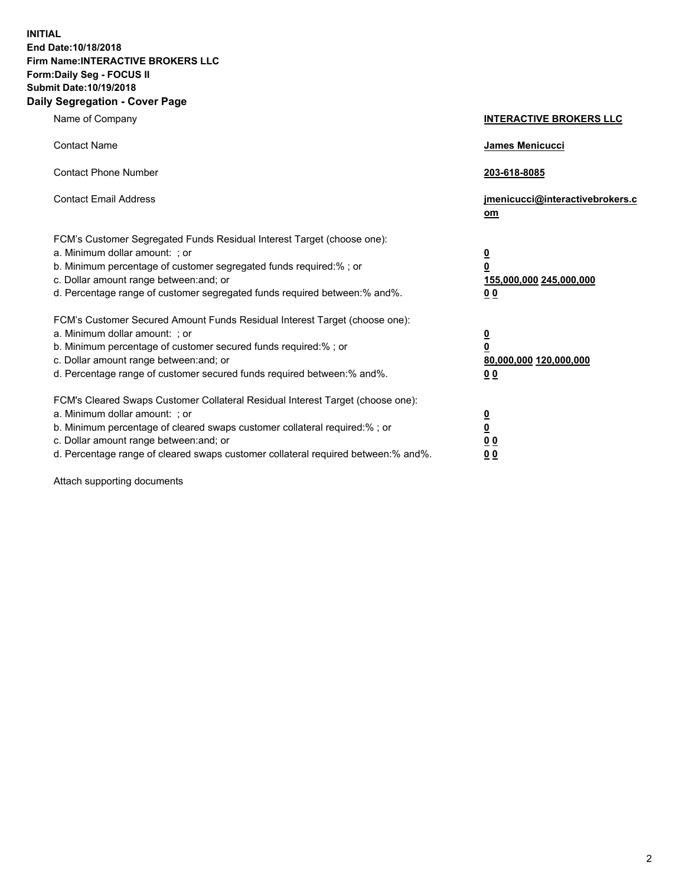**INITIAL**
**End Date:10/18/2018**
**Firm Name:INTERACTIVE BROKERS LLC**
**Form:Daily Seg - FOCUS II**
**Submit Date:10/19/2018**
**Daily Segregation - Cover Page**

| | |
|---|---|
| Name of Company | **INTERACTIVE BROKERS LLC** |
| Contact Name | **James Menicucci** |
| Contact Phone Number | **203-618-8085** |
| Contact Email Address | **jmenicucci@interactivebrokers.com** |
| FCM's Customer Segregated Funds Residual Interest Target (choose one): | |
| a. Minimum dollar amount: ; or | **0** |
| b. Minimum percentage of customer segregated funds required:% ; or | **0** |
| c. Dollar amount range between:and; or | **155,000,000 245,000,000** |
| d. Percentage range of customer segregated funds required between:% and%. | **0 0** |
| FCM's Customer Secured Amount Funds Residual Interest Target (choose one): | |
| a. Minimum dollar amount: ; or | **0** |
| b. Minimum percentage of customer secured funds required:% ; or | **0** |
| c. Dollar amount range between:and; or | **80,000,000 120,000,000** |
| d. Percentage range of customer secured funds required between:% and%. | **0 0** |
| FCM's Cleared Swaps Customer Collateral Residual Interest Target (choose one): | |
| a. Minimum dollar amount: ; or | **0** |
| b. Minimum percentage of cleared swaps customer collateral required:% ; or | **0** |
| c. Dollar amount range between:and; or | **0 0** |
| d. Percentage range of cleared swaps customer collateral required between:% and%. | **0 0** |

Attach supporting documents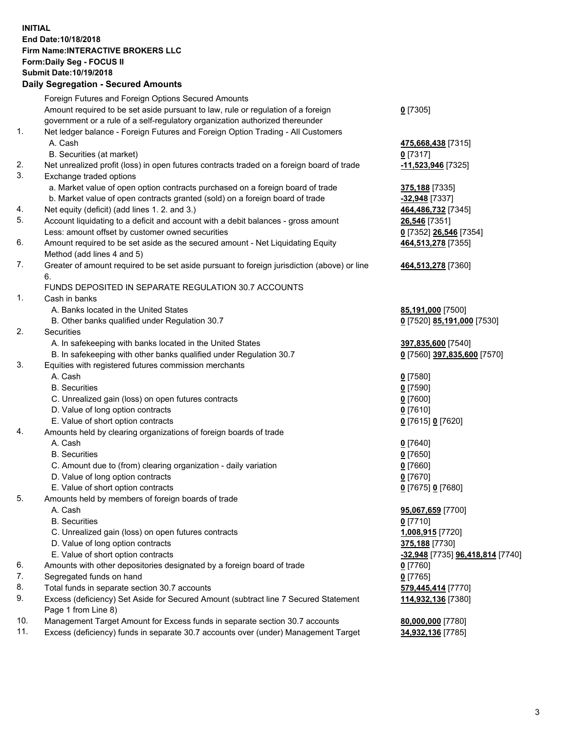**INITIAL**
**End Date:10/18/2018**
**Firm Name:INTERACTIVE BROKERS LLC**
**Form:Daily Seg - FOCUS II**
**Submit Date:10/19/2018**

## Daily Segregation - Secured Amounts

| | | |
|---|---|---|
| | Foreign Futures and Foreign Options Secured Amounts | |
| | Amount required to be set aside pursuant to law, rule or regulation of a foreign government or a rule of a self-regulatory organization authorized thereunder | **0** [7305] |
| 1. | Net ledger balance - Foreign Futures and Foreign Option Trading - All Customers | |
| | A. Cash | **475,668,438** [7315] |
| | B. Securities (at market) | **0** [7317] |
| 2. | Net unrealized profit (loss) in open futures contracts traded on a foreign board of trade | **-11,523,946** [7325] |
| 3. | Exchange traded options | |
| | a. Market value of open option contracts purchased on a foreign board of trade | **375,188** [7335] |
| | b. Market value of open contracts granted (sold) on a foreign board of trade | **-32,948** [7337] |
| 4. | Net equity (deficit) (add lines 1. 2. and 3.) | **464,486,732** [7345] |
| 5. | Account liquidating to a deficit and account with a debit balances - gross amount | **26,546** [7351] |
| | Less: amount offset by customer owned securities | **0** [7352] **26,546** [7354] |
| 6. | Amount required to be set aside as the secured amount - Net Liquidating Equity Method (add lines 4 and 5) | **464,513,278** [7355] |
| 7. | Greater of amount required to be set aside pursuant to foreign jurisdiction (above) or line 6. | **464,513,278** [7360] |
| | FUNDS DEPOSITED IN SEPARATE REGULATION 30.7 ACCOUNTS | |
| 1. | Cash in banks | |
| | A. Banks located in the United States | **85,191,000** [7500] |
| | B. Other banks qualified under Regulation 30.7 | **0** [7520] **85,191,000** [7530] |
| 2. | Securities | |
| | A. In safekeeping with banks located in the United States | **397,835,600** [7540] |
| | B. In safekeeping with other banks qualified under Regulation 30.7 | **0** [7560] **397,835,600** [7570] |
| 3. | Equities with registered futures commission merchants | |
| | A. Cash | **0** [7580] |
| | B. Securities | **0** [7590] |
| | C. Unrealized gain (loss) on open futures contracts | **0** [7600] |
| | D. Value of long option contracts | **0** [7610] |
| | E. Value of short option contracts | **0** [7615] **0** [7620] |
| 4. | Amounts held by clearing organizations of foreign boards of trade | |
| | A. Cash | **0** [7640] |
| | B. Securities | **0** [7650] |
| | C. Amount due to (from) clearing organization - daily variation | **0** [7660] |
| | D. Value of long option contracts | **0** [7670] |
| | E. Value of short option contracts | **0** [7675] **0** [7680] |
| 5. | Amounts held by members of foreign boards of trade | |
| | A. Cash | **95,067,659** [7700] |
| | B. Securities | **0** [7710] |
| | C. Unrealized gain (loss) on open futures contracts | **1,008,915** [7720] |
| | D. Value of long option contracts | **375,188** [7730] |
| | E. Value of short option contracts | **-32,948** [7735] **96,418,814** [7740] |
| 6. | Amounts with other depositories designated by a foreign board of trade | **0** [7760] |
| 7. | Segregated funds on hand | **0** [7765] |
| 8. | Total funds in separate section 30.7 accounts | **579,445,414** [7770] |
| 9. | Excess (deficiency) Set Aside for Secured Amount (subtract line 7 Secured Statement Page 1 from Line 8) | **114,932,136** [7380] |
| 10. | Management Target Amount for Excess funds in separate section 30.7 accounts | **80,000,000** [7780] |
| 11. | Excess (deficiency) funds in separate 30.7 accounts over (under) Management Target | **34,932,136** [7785] |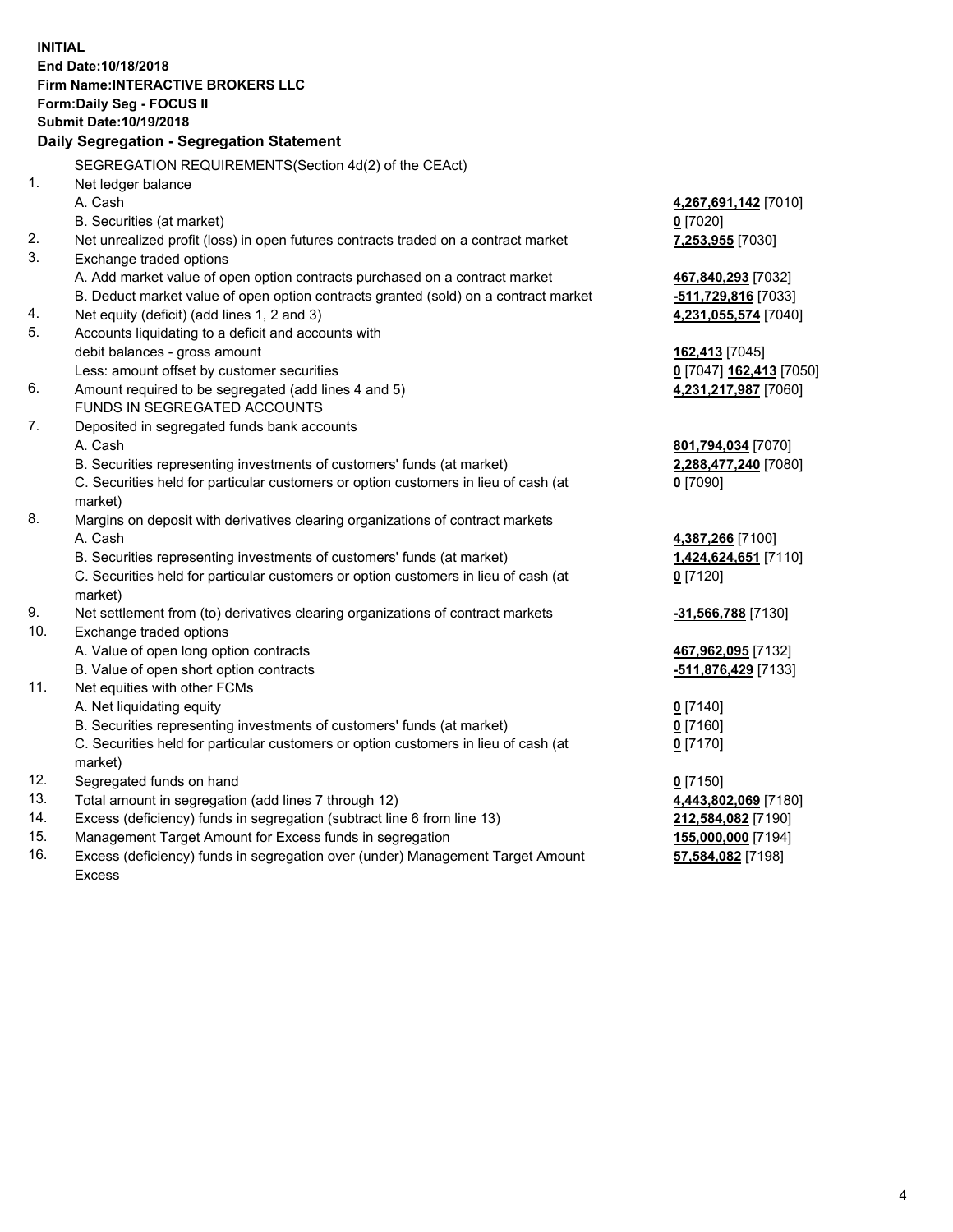**INITIAL**
**End Date:10/18/2018**
**Firm Name:INTERACTIVE BROKERS LLC**
**Form:Daily Seg - FOCUS II**
**Submit Date:10/19/2018**

**Daily Segregation - Segregation Statement**

SEGREGATION REQUIREMENTS(Section 4d(2) of the CEAct)

| | | |
|---|---|---|
| 1. | Net ledger balance | |
| | A. Cash | **4,267,691,142** [7010] |
| | B. Securities (at market) | **0** [7020] |
| 2. | Net unrealized profit (loss) in open futures contracts traded on a contract market | **7,253,955** [7030] |
| 3. | Exchange traded options | |
| | A. Add market value of open option contracts purchased on a contract market | **467,840,293** [7032] |
| | B. Deduct market value of open option contracts granted (sold) on a contract market | **-511,729,816** [7033] |
| 4. | Net equity (deficit) (add lines 1, 2 and 3) | **4,231,055,574** [7040] |
| 5. | Accounts liquidating to a deficit and accounts with debit balances - gross amount | **162,413** [7045] |
| | Less: amount offset by customer securities | **0** [7047] **162,413** [7050] |
| 6. | Amount required to be segregated (add lines 4 and 5) | **4,231,217,987** [7060] |
| | FUNDS IN SEGREGATED ACCOUNTS | |
| 7. | Deposited in segregated funds bank accounts | |
| | A. Cash | **801,794,034** [7070] |
| | B. Securities representing investments of customers' funds (at market) | **2,288,477,240** [7080] |
| | C. Securities held for particular customers or option customers in lieu of cash (at market) | **0** [7090] |
| 8. | Margins on deposit with derivatives clearing organizations of contract markets | |
| | A. Cash | **4,387,266** [7100] |
| | B. Securities representing investments of customers' funds (at market) | **1,424,624,651** [7110] |
| | C. Securities held for particular customers or option customers in lieu of cash (at market) | **0** [7120] |
| 9. | Net settlement from (to) derivatives clearing organizations of contract markets | **-31,566,788** [7130] |
| 10. | Exchange traded options | |
| | A. Value of open long option contracts | **467,962,095** [7132] |
| | B. Value of open short option contracts | **-511,876,429** [7133] |
| 11. | Net equities with other FCMs | |
| | A. Net liquidating equity | **0** [7140] |
| | B. Securities representing investments of customers' funds (at market) | **0** [7160] |
| | C. Securities held for particular customers or option customers in lieu of cash (at market) | **0** [7170] |
| 12. | Segregated funds on hand | **0** [7150] |
| 13. | Total amount in segregation (add lines 7 through 12) | **4,443,802,069** [7180] |
| 14. | Excess (deficiency) funds in segregation (subtract line 6 from line 13) | **212,584,082** [7190] |
| 15. | Management Target Amount for Excess funds in segregation | **155,000,000** [7194] |
| 16. | Excess (deficiency) funds in segregation over (under) Management Target Amount Excess | **57,584,082** [7198] |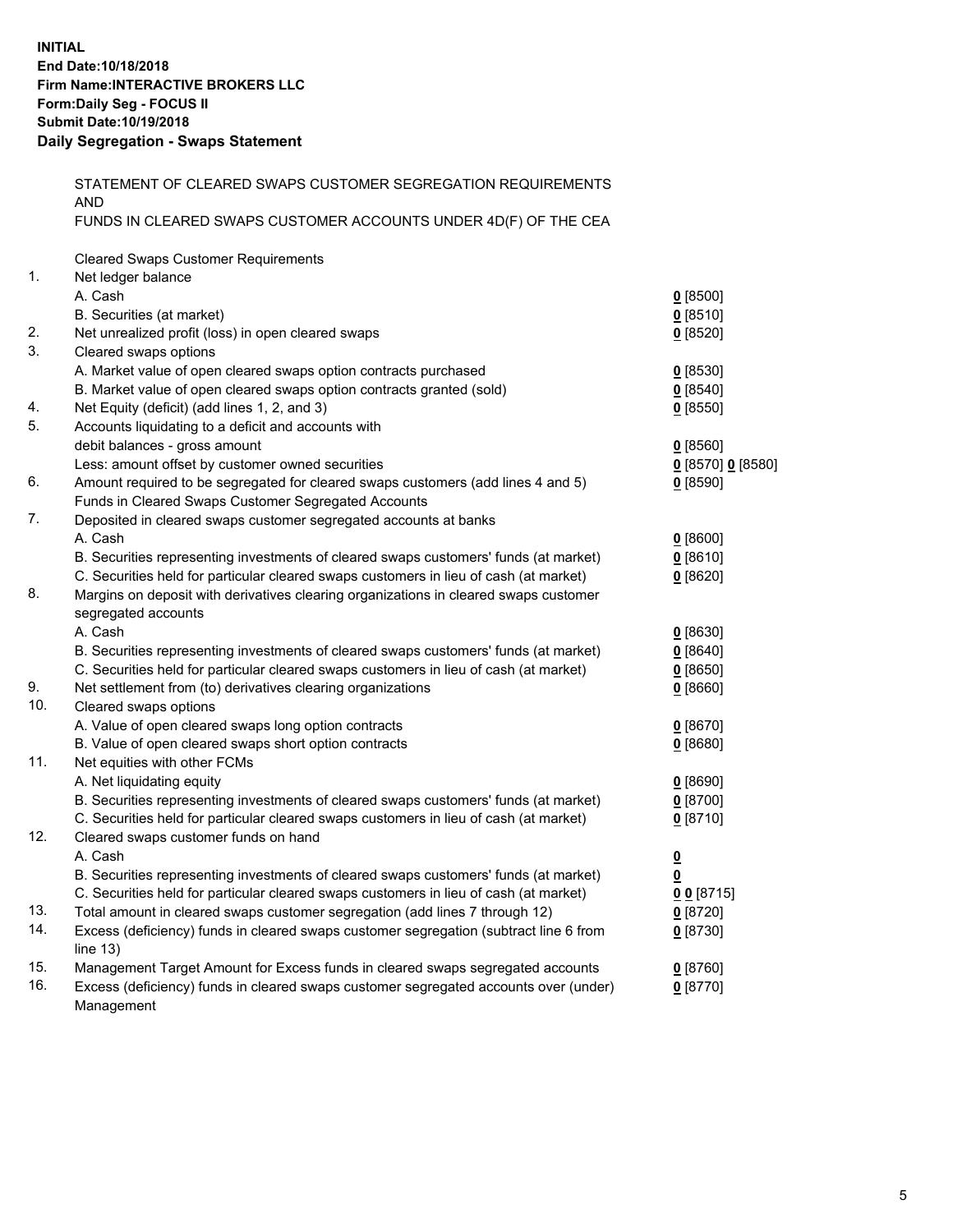**INITIAL**
**End Date:10/18/2018**
**Firm Name:INTERACTIVE BROKERS LLC**
**Form:Daily Seg - FOCUS II**
**Submit Date:10/19/2018**
**Daily Segregation - Swaps Statement**

STATEMENT OF CLEARED SWAPS CUSTOMER SEGREGATION REQUIREMENTS AND FUNDS IN CLEARED SWAPS CUSTOMER ACCOUNTS UNDER 4D(F) OF THE CEA

| | | |
|---|---|---|
| | Cleared Swaps Customer Requirements | |
| 1. | Net ledger balance | |
| | A. Cash | 0 [8500] |
| | B. Securities (at market) | 0 [8510] |
| 2. | Net unrealized profit (loss) in open cleared swaps | 0 [8520] |
| 3. | Cleared swaps options | |
| | A. Market value of open cleared swaps option contracts purchased | 0 [8530] |
| | B. Market value of open cleared swaps option contracts granted (sold) | 0 [8540] |
| 4. | Net Equity (deficit) (add lines 1, 2, and 3) | 0 [8550] |
| 5. | Accounts liquidating to a deficit and accounts with debit balances - gross amount | 0 [8560] |
| | Less: amount offset by customer owned securities | 0 [8570] 0 [8580] |
| 6. | Amount required to be segregated for cleared swaps customers (add lines 4 and 5) | 0 [8590] |
| | Funds in Cleared Swaps Customer Segregated Accounts | |
| 7. | Deposited in cleared swaps customer segregated accounts at banks | |
| | A. Cash | 0 [8600] |
| | B. Securities representing investments of cleared swaps customers' funds (at market) | 0 [8610] |
| | C. Securities held for particular cleared swaps customers in lieu of cash (at market) | 0 [8620] |
| 8. | Margins on deposit with derivatives clearing organizations in cleared swaps customer segregated accounts | |
| | A. Cash | 0 [8630] |
| | B. Securities representing investments of cleared swaps customers' funds (at market) | 0 [8640] |
| | C. Securities held for particular cleared swaps customers in lieu of cash (at market) | 0 [8650] |
| 9. | Net settlement from (to) derivatives clearing organizations | 0 [8660] |
| 10. | Cleared swaps options | |
| | A. Value of open cleared swaps long option contracts | 0 [8670] |
| | B. Value of open cleared swaps short option contracts | 0 [8680] |
| 11. | Net equities with other FCMs | |
| | A. Net liquidating equity | 0 [8690] |
| | B. Securities representing investments of cleared swaps customers' funds (at market) | 0 [8700] |
| | C. Securities held for particular cleared swaps customers in lieu of cash (at market) | 0 [8710] |
| 12. | Cleared swaps customer funds on hand | |
| | A. Cash | 0 |
| | B. Securities representing investments of cleared swaps customers' funds (at market) | 0 |
| | C. Securities held for particular cleared swaps customers in lieu of cash (at market) | 0 0 [8715] |
| 13. | Total amount in cleared swaps customer segregation (add lines 7 through 12) | 0 [8720] |
| 14. | Excess (deficiency) funds in cleared swaps customer segregation (subtract line 6 from line 13) | 0 [8730] |
| 15. | Management Target Amount for Excess funds in cleared swaps segregated accounts | 0 [8760] |
| 16. | Excess (deficiency) funds in cleared swaps customer segregated accounts over (under) Management | 0 [8770] |